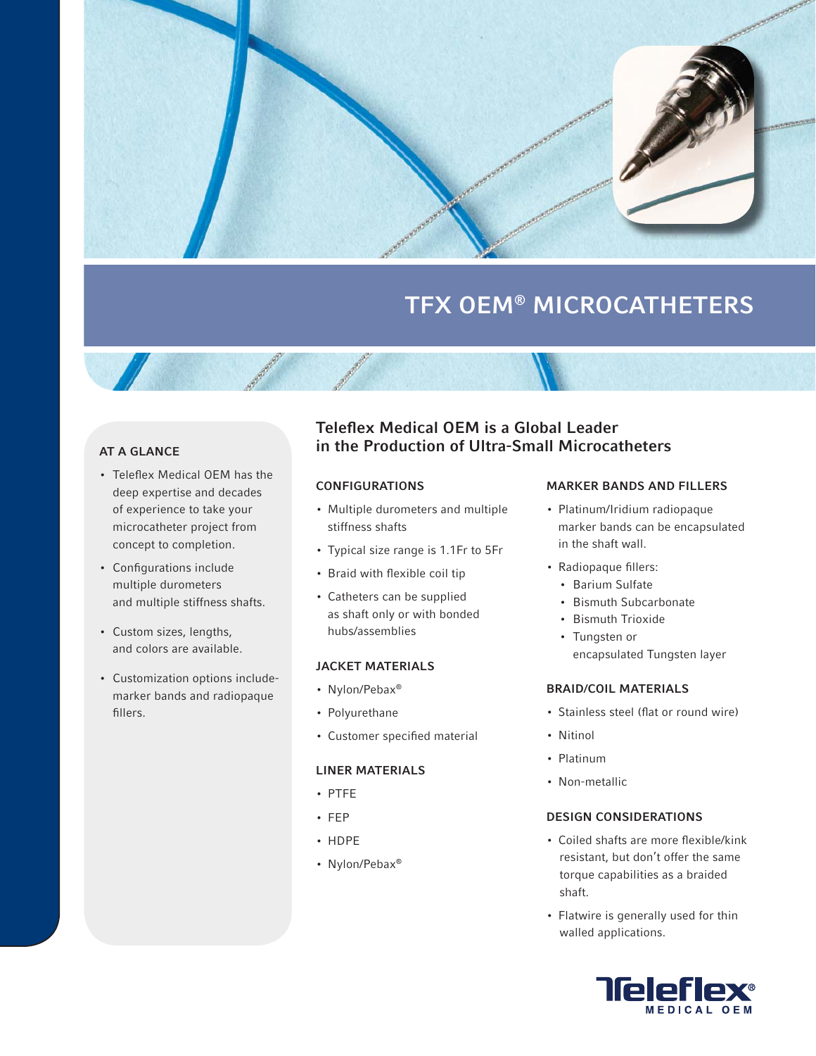# TFX OEM® MICROCATHETERS

### AT A GLANCE

- Teleflex Medical OEM has the deep expertise and decades of experience to take your microcatheter project from concept to completion.
- Configurations include multiple durometers and multiple stiffness shafts.
- Custom sizes, lengths, and colors are available.
- Customization options include- marker bands and radiopaque fillers.

## Teleflex Medical OEM is a Global Leader in the Production of Ultra-Small Microcatheters

### CONFIGURATIONS

- Multiple durometers and multiple stiffness shafts
- Typical size range is 1.1Fr to 5Fr
- Braid with flexible coil tip
- Catheters can be supplied as shaft only or with bonded hubs/assemblies

### JACKET MATERIALS

- Nylon/Pebax®
- Polyurethane
- Customer specified material

### LINER MATERIALS

- PTFE
- FEP
- HDPE
- Nylon/Pebax®

### MARKER BANDS AND FILLERS

- Platinum/Iridium radiopaque marker bands can be encapsulated in the shaft wall.
- Radiopaque fillers:
  - Barium Sulfate
  - Bismuth Subcarbonate
  - Bismuth Trioxide
  - Tungsten or encapsulated Tungsten layer

### BRAID/COIL MATERIALS

- Stainless steel (flat or round wire)
- Nitinol
- Platinum
- Non-metallic

### DESIGN CONSIDERATIONS

- Coiled shafts are more flexible/kink resistant, but don't offer the same torque capabilities as a braided shaft.
- Flatwire is generally used for thin walled applications.

Teleflex® MEDICAL OEM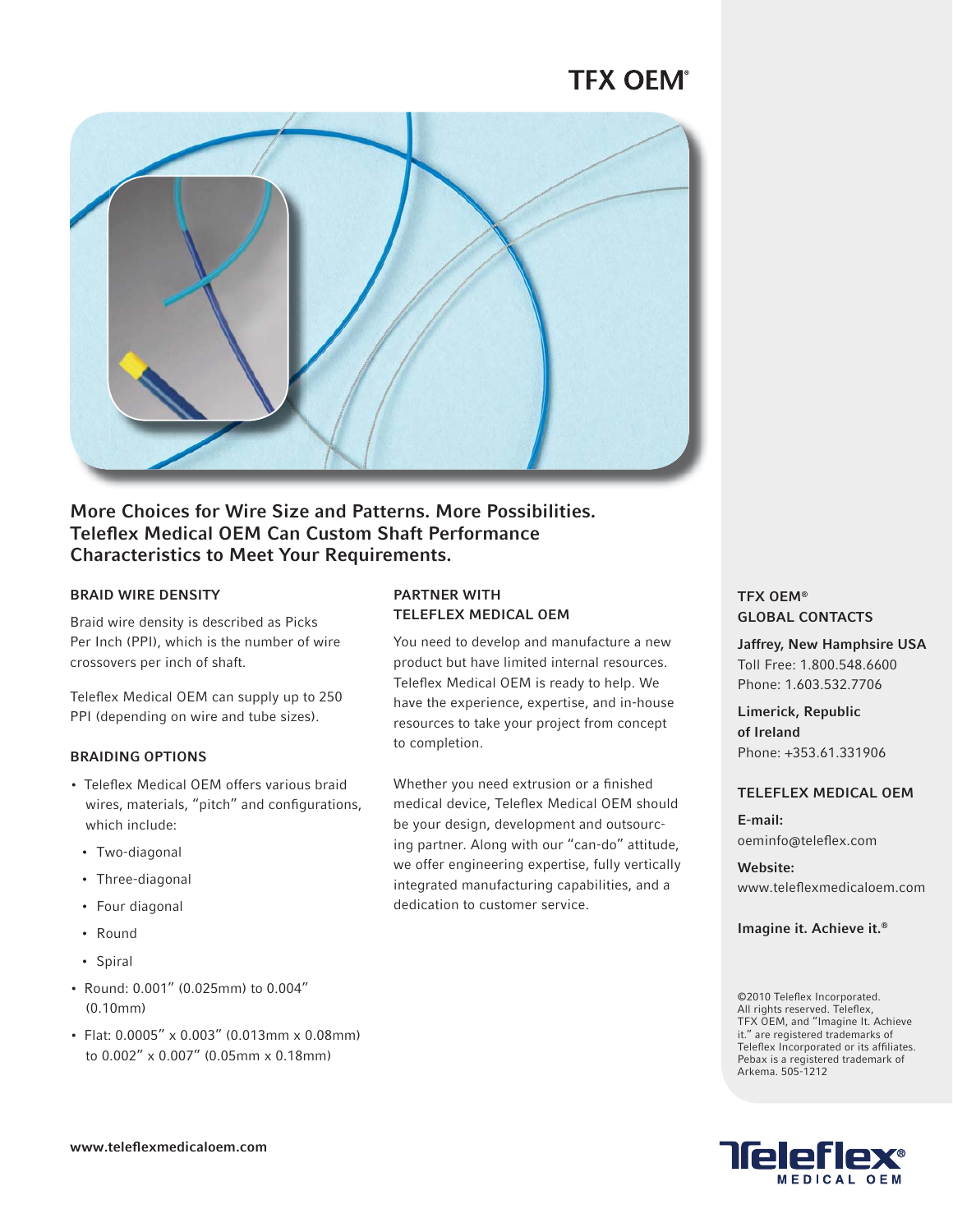# TFX OEM®

## More Choices for Wire Size and Patterns. More Possibilities. Teleflex Medical OEM Can Custom Shaft Performance Characteristics to Meet Your Requirements.

### BRAID WIRE DENSITY

Braid wire density is described as Picks Per Inch (PPI), which is the number of wire crossovers per inch of shaft.

Teleflex Medical OEM can supply up to 250 PPI (depending on wire and tube sizes).

### BRAIDING OPTIONS

- Teleflex Medical OEM offers various braid wires, materials, "pitch" and configurations, which include:
  - Two-diagonal
  - Three-diagonal
  - Four diagonal
  - Round
  - Spiral
- Round: 0.001" (0.025mm) to 0.004" (0.10mm)
- Flat: 0.0005" x 0.003" (0.013mm x 0.08mm) to 0.002" x 0.007" (0.05mm x 0.18mm)

### PARTNER WITH TELEFLEX MEDICAL OEM

You need to develop and manufacture a new product but have limited internal resources. Teleflex Medical OEM is ready to help. We have the experience, expertise, and in-house resources to take your project from concept to completion.

Whether you need extrusion or a finished medical device, Teleflex Medical OEM should be your design, development and outsourcing partner. Along with our "can-do" attitude, we offer engineering expertise, fully vertically integrated manufacturing capabilities, and a dedication to customer service.

### TFX OEM® GLOBAL CONTACTS

**Jaffrey, New Hamphsire USA**
Toll Free: 1.800.548.6600
Phone: 1.603.532.7706

**Limerick, Republic of Ireland**
Phone: +353.61.331906

### TELEFLEX MEDICAL OEM

**E-mail:**
oeminfo@teleflex.com

**Website:**
www.teleflexmedicaloem.com

**Imagine it. Achieve it.®**

©2010 Teleflex Incorporated. All rights reserved. Teleflex, TFX OEM, and "Imagine It. Achieve it." are registered trademarks of Teleflex Incorporated or its affiliates. Pebax is a registered trademark of Arkema. 505-1212

Teleflex® MEDICAL OEM